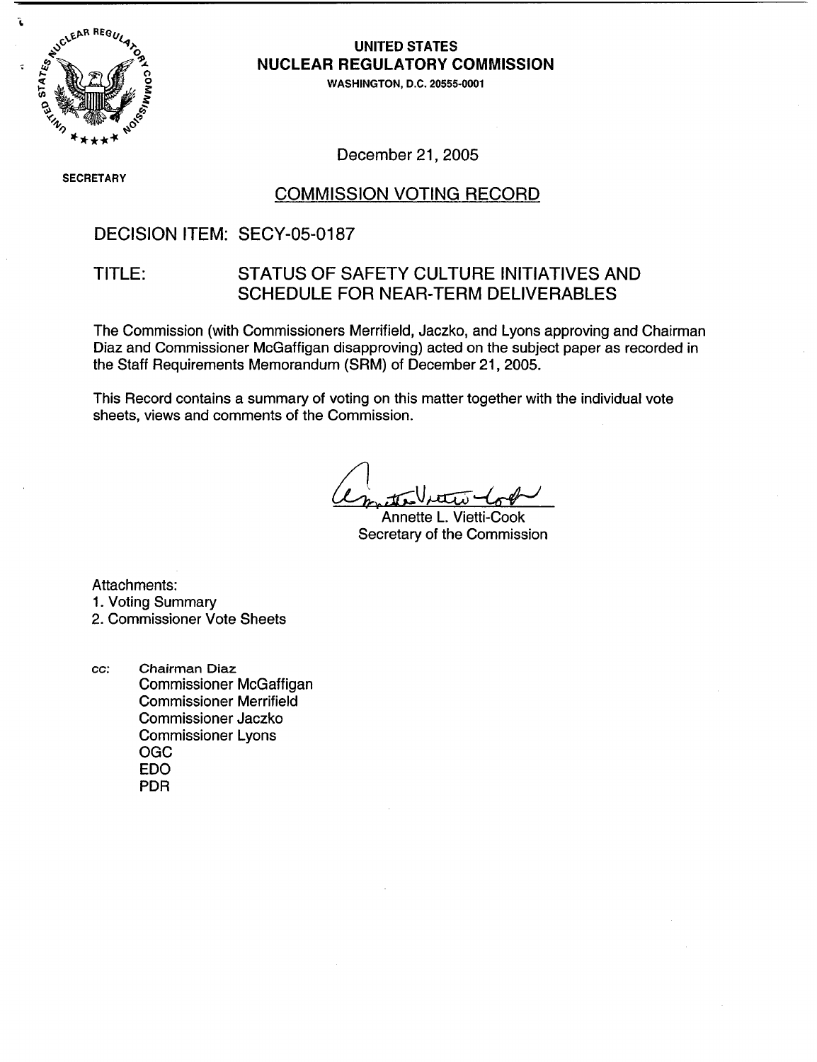**UNITED STATES**
**NUCLEAR REGULATORY COMMISSION**
**WASHINGTON, D.C. 20555-0001**

December 21, 2005

SECRETARY

## COMMISSION VOTING RECORD

DECISION ITEM: SECY-05-0187

TITLE: STATUS OF SAFETY CULTURE INITIATIVES AND SCHEDULE FOR NEAR-TERM DELIVERABLES

The Commission (with Commissioners Merrifield, Jaczko, and Lyons approving and Chairman Diaz and Commissioner McGaffigan disapproving) acted on the subject paper as recorded in the Staff Requirements Memorandum (SRM) of December 21, 2005.

This Record contains a summary of voting on this matter together with the individual vote sheets, views and comments of the Commission.

Annette L. Vietti-Cook
Secretary of the Commission

Attachments:
1. Voting Summary
2. Commissioner Vote Sheets

cc: Chairman Diaz
Commissioner McGaffigan
Commissioner Merrifield
Commissioner Jaczko
Commissioner Lyons
OGC
EDO
PDR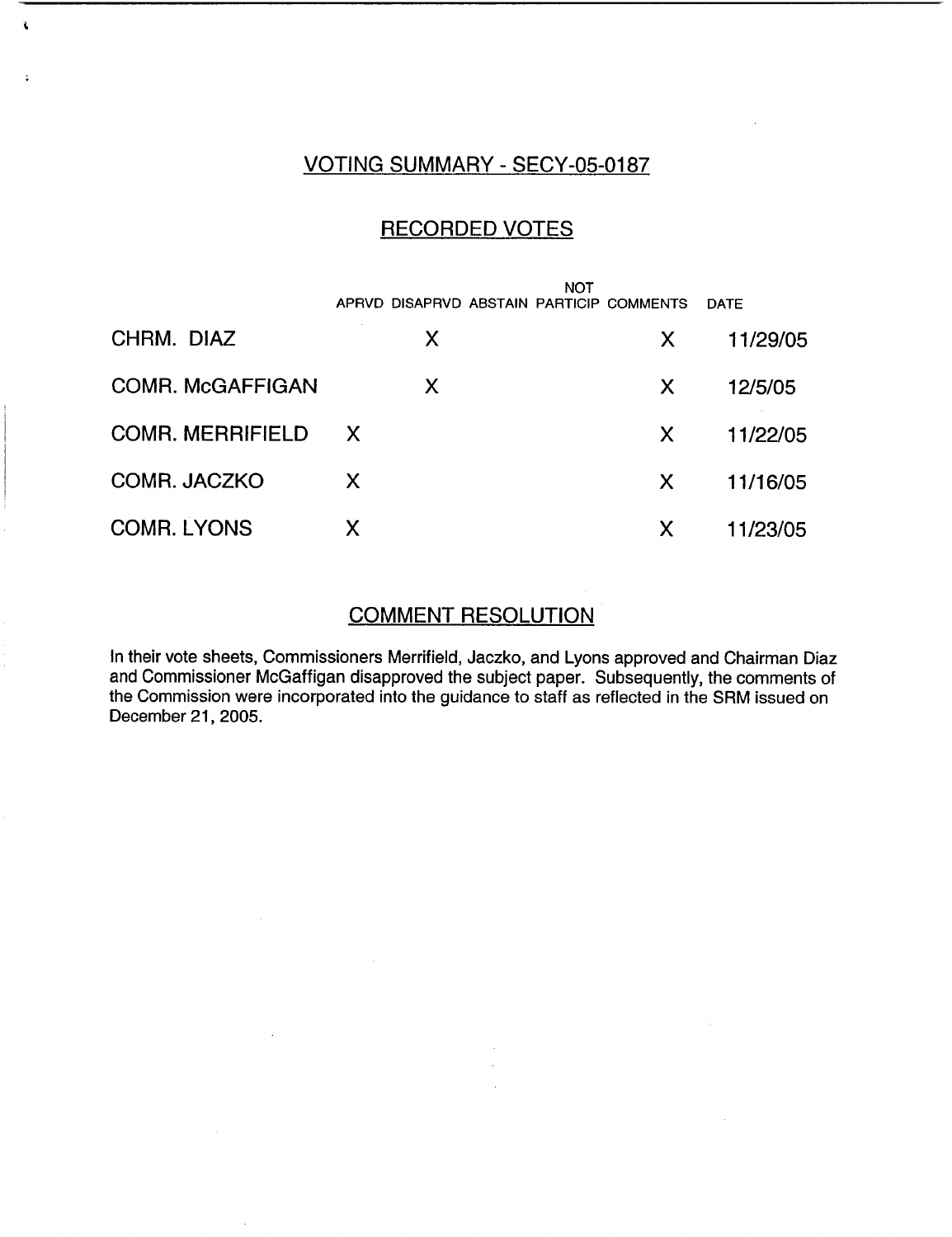## VOTING SUMMARY - SECY-05-0187

## RECORDED VOTES

| | APRVD | DISAPRVD | ABSTAIN | NOT PARTICIP | COMMENTS | DATE |
|---|---|---|---|---|---|---|
| CHRM. DIAZ | | X | | | X | 11/29/05 |
| COMR. McGAFFIGAN | | X | | | X | 12/5/05 |
| COMR. MERRIFIELD | X | | | | X | 11/22/05 |
| COMR. JACZKO | X | | | | X | 11/16/05 |
| COMR. LYONS | X | | | | X | 11/23/05 |

## COMMENT RESOLUTION

In their vote sheets, Commissioners Merrifield, Jaczko, and Lyons approved and Chairman Diaz and Commissioner McGaffigan disapproved the subject paper. Subsequently, the comments of the Commission were incorporated into the guidance to staff as reflected in the SRM issued on December 21, 2005.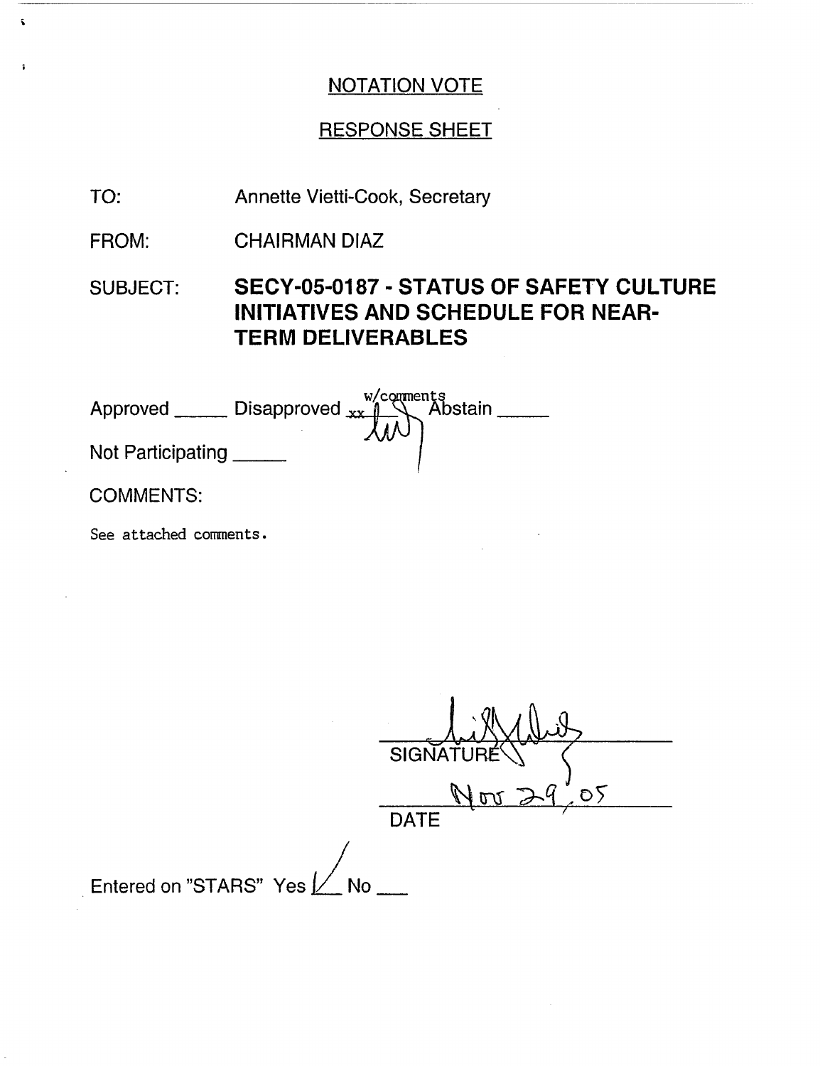## NOTATION VOTE

## RESPONSE SHEET

TO: Annette Vietti-Cook, Secretary

FROM: CHAIRMAN DIAZ

SUBJECT: **SECY-05-0187 - STATUS OF SAFETY CULTURE INITIATIVES AND SCHEDULE FOR NEAR-TERM DELIVERABLES**

Approved _____ Disapproved xx w/comments Abstain _____

Not Participating _____

COMMENTS:

See attached comments.

SIGNATURE

Nov 29, 05

DATE

Entered on "STARS" Yes ✓ No ___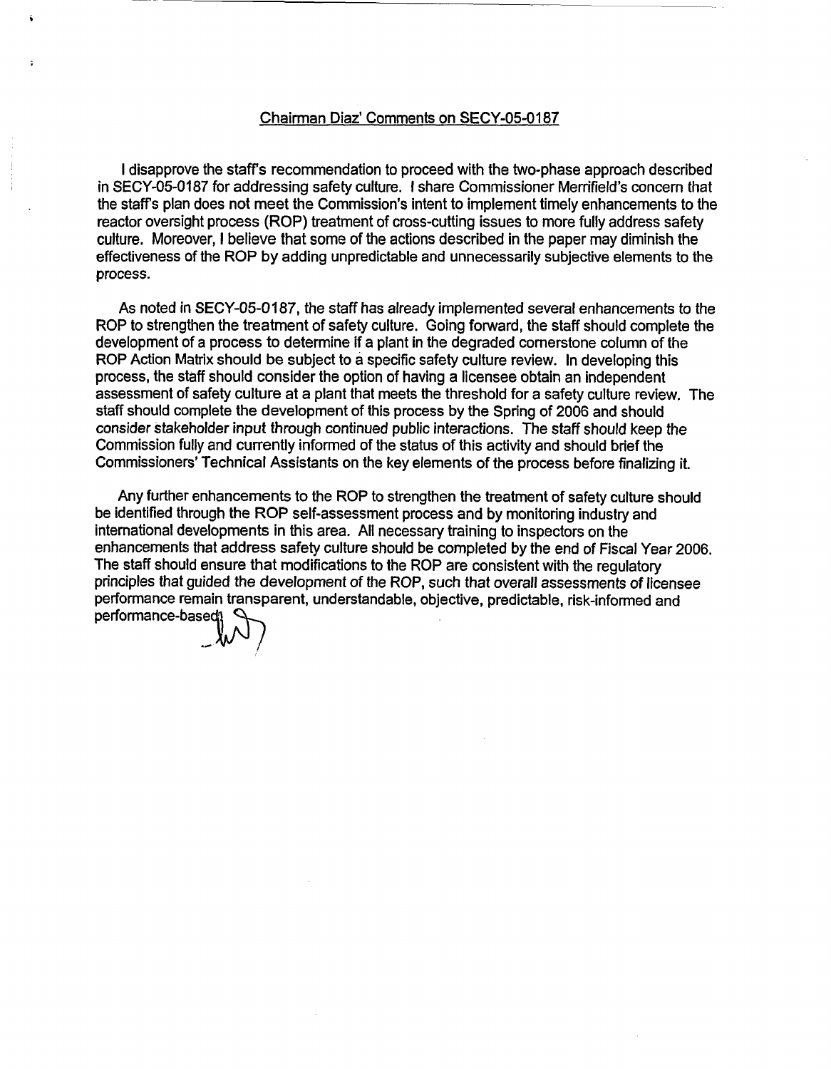## Chairman Diaz' Comments on SECY-05-0187

I disapprove the staff's recommendation to proceed with the two-phase approach described in SECY-05-0187 for addressing safety culture. I share Commissioner Merrifield's concern that the staff's plan does not meet the Commission's intent to implement timely enhancements to the reactor oversight process (ROP) treatment of cross-cutting issues to more fully address safety culture. Moreover, I believe that some of the actions described in the paper may diminish the effectiveness of the ROP by adding unpredictable and unnecessarily subjective elements to the process.

As noted in SECY-05-0187, the staff has already implemented several enhancements to the ROP to strengthen the treatment of safety culture. Going forward, the staff should complete the development of a process to determine if a plant in the degraded cornerstone column of the ROP Action Matrix should be subject to a specific safety culture review. In developing this process, the staff should consider the option of having a licensee obtain an independent assessment of safety culture at a plant that meets the threshold for a safety culture review. The staff should complete the development of this process by the Spring of 2006 and should consider stakeholder input through continued public interactions. The staff should keep the Commission fully and currently informed of the status of this activity and should brief the Commissioners' Technical Assistants on the key elements of the process before finalizing it.

Any further enhancements to the ROP to strengthen the treatment of safety culture should be identified through the ROP self-assessment process and by monitoring industry and international developments in this area. All necessary training to inspectors on the enhancements that address safety culture should be completed by the end of Fiscal Year 2006. The staff should ensure that modifications to the ROP are consistent with the regulatory principles that guided the development of the ROP, such that overall assessments of licensee performance remain transparent, understandable, objective, predictable, risk-informed and performance-based.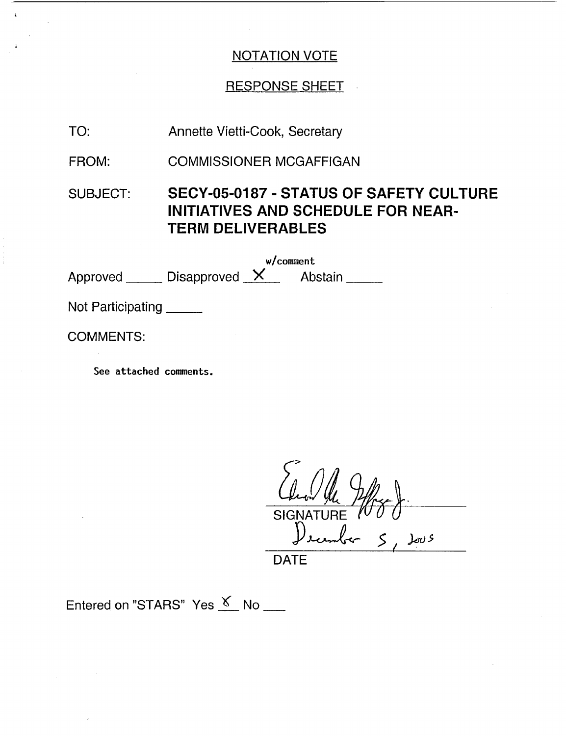NOTATION VOTE

RESPONSE SHEET

TO: Annette Vietti-Cook, Secretary

FROM: COMMISSIONER MCGAFFIGAN

SUBJECT: **SECY-05-0187 - STATUS OF SAFETY CULTURE INITIATIVES AND SCHEDULE FOR NEAR-TERM DELIVERABLES**

Approved _____ Disapproved w/comment X Abstain _____

Not Participating _____

COMMENTS:

See attached comments.

SIGNATURE

December 5, 2005

DATE

Entered on "STARS" Yes X No ___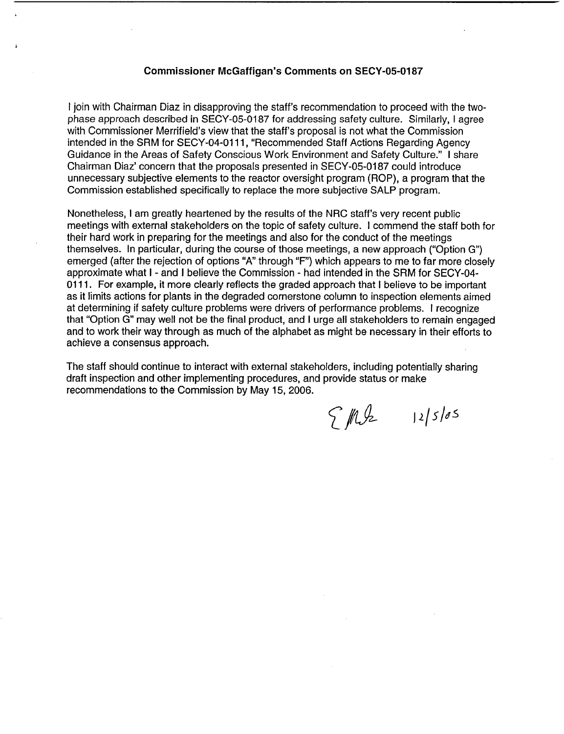**Commissioner McGaffigan's Comments on SECY-05-0187**

I join with Chairman Diaz in disapproving the staff's recommendation to proceed with the two-phase approach described in SECY-05-0187 for addressing safety culture. Similarly, I agree with Commissioner Merrifield's view that the staff's proposal is not what the Commission intended in the SRM for SECY-04-0111, "Recommended Staff Actions Regarding Agency Guidance in the Areas of Safety Conscious Work Environment and Safety Culture." I share Chairman Diaz' concern that the proposals presented in SECY-05-0187 could introduce unnecessary subjective elements to the reactor oversight program (ROP), a program that the Commission established specifically to replace the more subjective SALP program.

Nonetheless, I am greatly heartened by the results of the NRC staff's very recent public meetings with external stakeholders on the topic of safety culture. I commend the staff both for their hard work in preparing for the meetings and also for the conduct of the meetings themselves. In particular, during the course of those meetings, a new approach ("Option G") emerged (after the rejection of options "A" through "F") which appears to me to far more closely approximate what I - and I believe the Commission - had intended in the SRM for SECY-04-0111. For example, it more clearly reflects the graded approach that I believe to be important as it limits actions for plants in the degraded cornerstone column to inspection elements aimed at determining if safety culture problems were drivers of performance problems. I recognize that "Option G" may well not be the final product, and I urge all stakeholders to remain engaged and to work their way through as much of the alphabet as might be necessary in their efforts to achieve a consensus approach.

The staff should continue to interact with external stakeholders, including potentially sharing draft inspection and other implementing procedures, and provide status or make recommendations to the Commission by May 15, 2006.

EMcG 12/5/05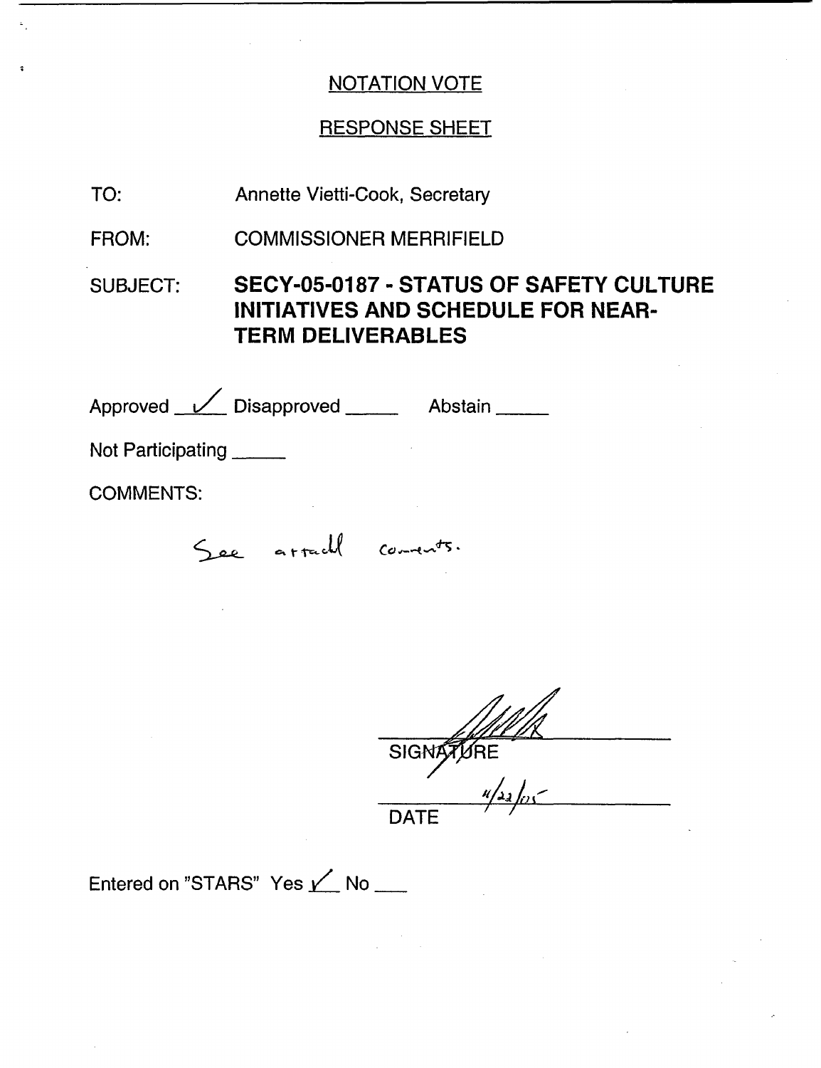## NOTATION VOTE

## RESPONSE SHEET

TO: Annette Vietti-Cook, Secretary

FROM: COMMISSIONER MERRIFIELD

SUBJECT: **SECY-05-0187 - STATUS OF SAFETY CULTURE INITIATIVES AND SCHEDULE FOR NEAR-TERM DELIVERABLES**

Approved ✓ Disapproved _____ Abstain _____

Not Participating _____

COMMENTS:

See attach'd comments.

SIGNATURE

DATE 11/22/05

Entered on "STARS" Yes ✓ No ___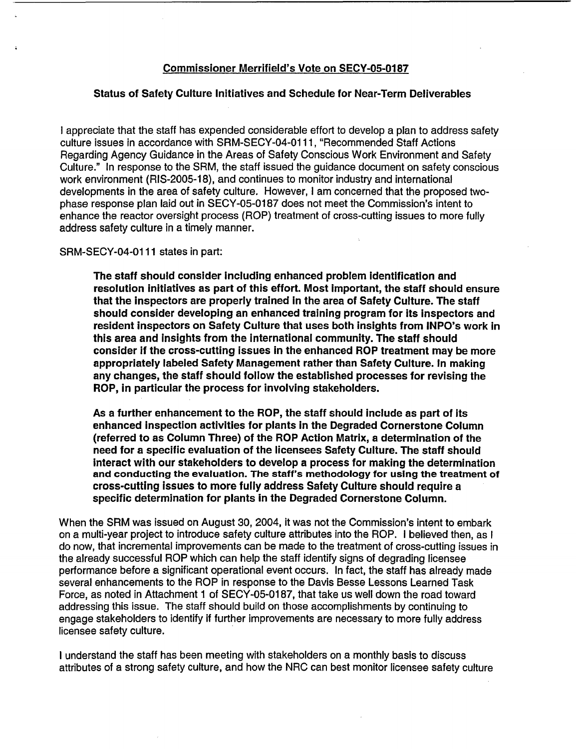## Commissioner Merrifield's Vote on SECY-05-0187

### Status of Safety Culture Initiatives and Schedule for Near-Term Deliverables

I appreciate that the staff has expended considerable effort to develop a plan to address safety culture issues in accordance with SRM-SECY-04-0111, "Recommended Staff Actions Regarding Agency Guidance in the Areas of Safety Conscious Work Environment and Safety Culture." In response to the SRM, the staff issued the guidance document on safety conscious work environment (RIS-2005-18), and continues to monitor industry and international developments in the area of safety culture. However, I am concerned that the proposed two-phase response plan laid out in SECY-05-0187 does not meet the Commission's intent to enhance the reactor oversight process (ROP) treatment of cross-cutting issues to more fully address safety culture in a timely manner.

SRM-SECY-04-0111 states in part:

> **The staff should consider including enhanced problem identification and resolution initiatives as part of this effort. Most important, the staff should ensure that the inspectors are properly trained in the area of Safety Culture. The staff should consider developing an enhanced training program for its inspectors and resident inspectors on Safety Culture that uses both insights from INPO's work in this area and insights from the international community. The staff should consider if the cross-cutting issues in the enhanced ROP treatment may be more appropriately labeled Safety Management rather than Safety Culture. In making any changes, the staff should follow the established processes for revising the ROP, in particular the process for involving stakeholders.**
>
> **As a further enhancement to the ROP, the staff should include as part of its enhanced inspection activities for plants in the Degraded Cornerstone Column (referred to as Column Three) of the ROP Action Matrix, a determination of the need for a specific evaluation of the licensees Safety Culture. The staff should interact with our stakeholders to develop a process for making the determination and conducting the evaluation. The staff's methodology for using the treatment of cross-cutting issues to more fully address Safety Culture should require a specific determination for plants in the Degraded Cornerstone Column.**

When the SRM was issued on August 30, 2004, it was not the Commission's intent to embark on a multi-year project to introduce safety culture attributes into the ROP. I believed then, as I do now, that incremental improvements can be made to the treatment of cross-cutting issues in the already successful ROP which can help the staff identify signs of degrading licensee performance before a significant operational event occurs. In fact, the staff has already made several enhancements to the ROP in response to the Davis Besse Lessons Learned Task Force, as noted in Attachment 1 of SECY-05-0187, that take us well down the road toward addressing this issue. The staff should build on those accomplishments by continuing to engage stakeholders to identify if further improvements are necessary to more fully address licensee safety culture.

I understand the staff has been meeting with stakeholders on a monthly basis to discuss attributes of a strong safety culture, and how the NRC can best monitor licensee safety culture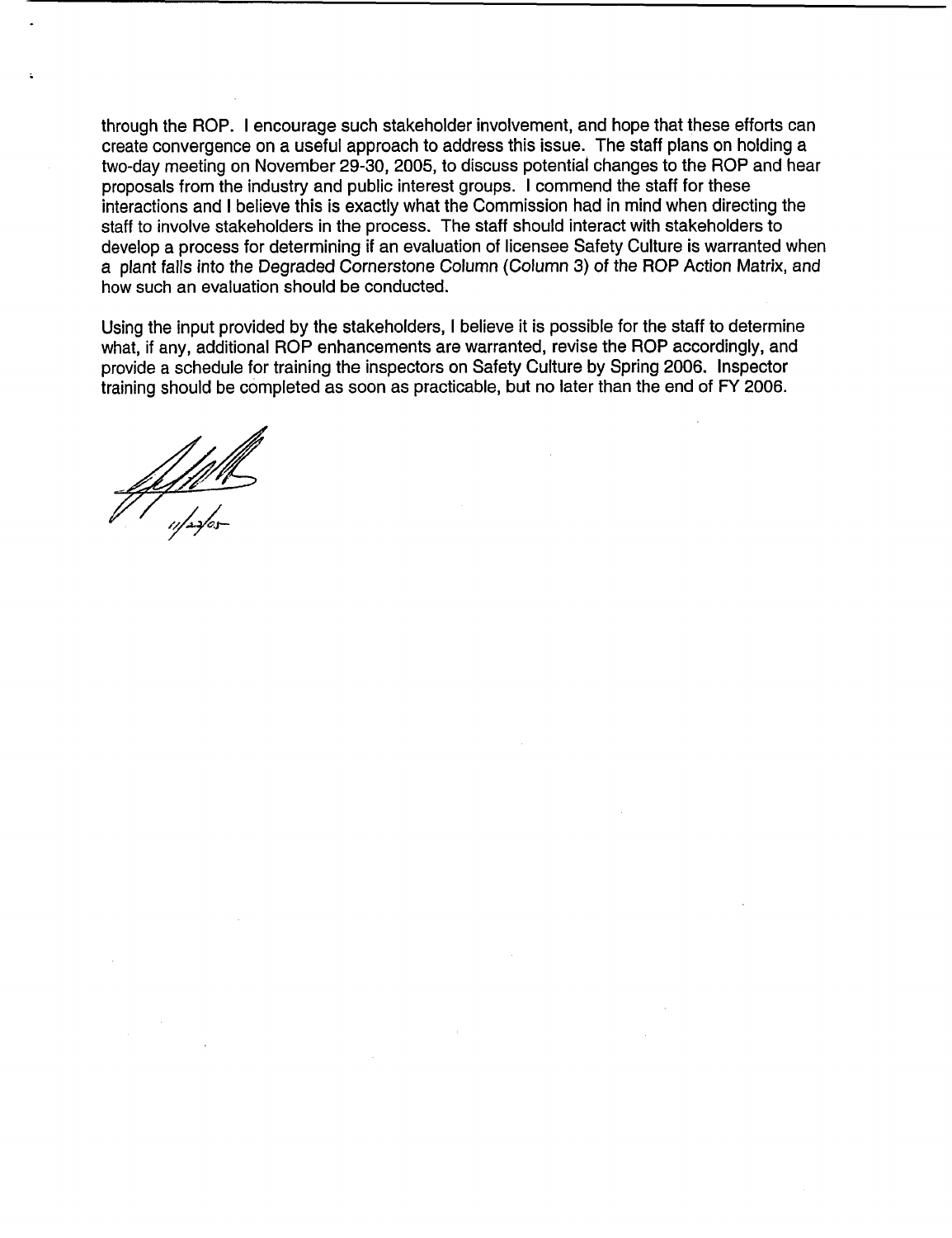through the ROP. I encourage such stakeholder involvement, and hope that these efforts can create convergence on a useful approach to address this issue. The staff plans on holding a two-day meeting on November 29-30, 2005, to discuss potential changes to the ROP and hear proposals from the industry and public interest groups. I commend the staff for these interactions and I believe this is exactly what the Commission had in mind when directing the staff to involve stakeholders in the process. The staff should interact with stakeholders to develop a process for determining if an evaluation of licensee Safety Culture is warranted when a plant falls into the Degraded Cornerstone Column (Column 3) of the ROP Action Matrix, and how such an evaluation should be conducted.

Using the input provided by the stakeholders, I believe it is possible for the staff to determine what, if any, additional ROP enhancements are warranted, revise the ROP accordingly, and provide a schedule for training the inspectors on Safety Culture by Spring 2006. Inspector training should be completed as soon as practicable, but no later than the end of FY 2006.

11/22/05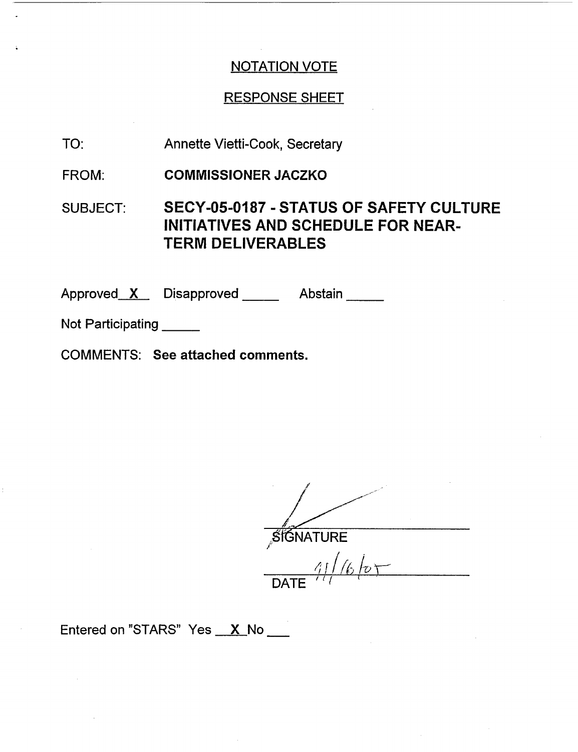## NOTATION VOTE

## RESPONSE SHEET

TO: Annette Vietti-Cook, Secretary

FROM: **COMMISSIONER JACZKO**

SUBJECT: **SECY-05-0187 - STATUS OF SAFETY CULTURE INITIATIVES AND SCHEDULE FOR NEAR-TERM DELIVERABLES**

Approved X Disapproved _____ Abstain _____

Not Participating _____

COMMENTS: **See attached comments.**

SIGNATURE

11/16/05

DATE

Entered on "STARS" Yes X No ___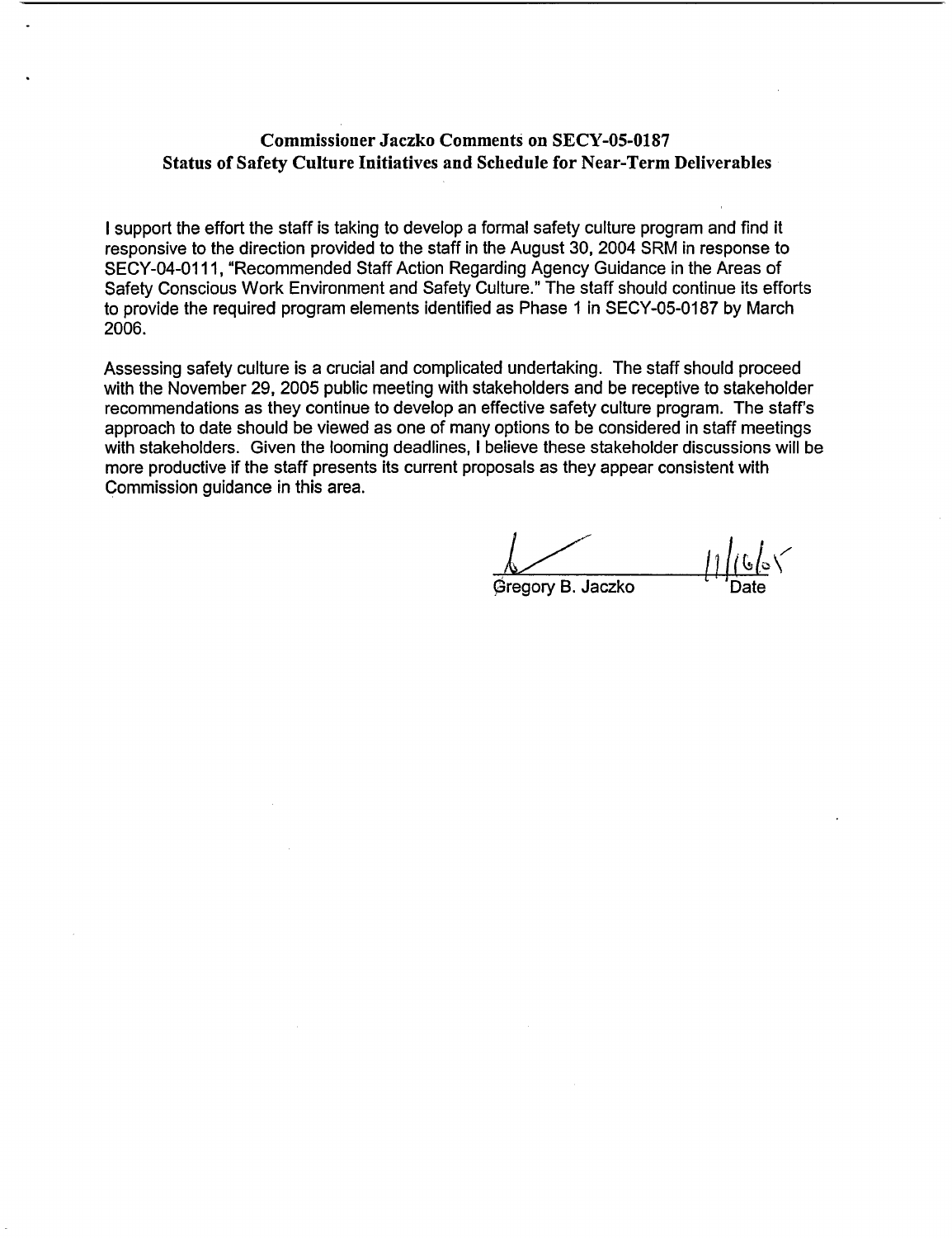## Commissioner Jaczko Comments on SECY-05-0187
## Status of Safety Culture Initiatives and Schedule for Near-Term Deliverables

I support the effort the staff is taking to develop a formal safety culture program and find it responsive to the direction provided to the staff in the August 30, 2004 SRM in response to SECY-04-0111, "Recommended Staff Action Regarding Agency Guidance in the Areas of Safety Conscious Work Environment and Safety Culture." The staff should continue its efforts to provide the required program elements identified as Phase 1 in SECY-05-0187 by March 2006.

Assessing safety culture is a crucial and complicated undertaking. The staff should proceed with the November 29, 2005 public meeting with stakeholders and be receptive to stakeholder recommendations as they continue to develop an effective safety culture program. The staff's approach to date should be viewed as one of many options to be considered in staff meetings with stakeholders. Given the looming deadlines, I believe these stakeholder discussions will be more productive if the staff presents its current proposals as they appear consistent with Commission guidance in this area.

Gregory B. Jaczko  11/16/05
Date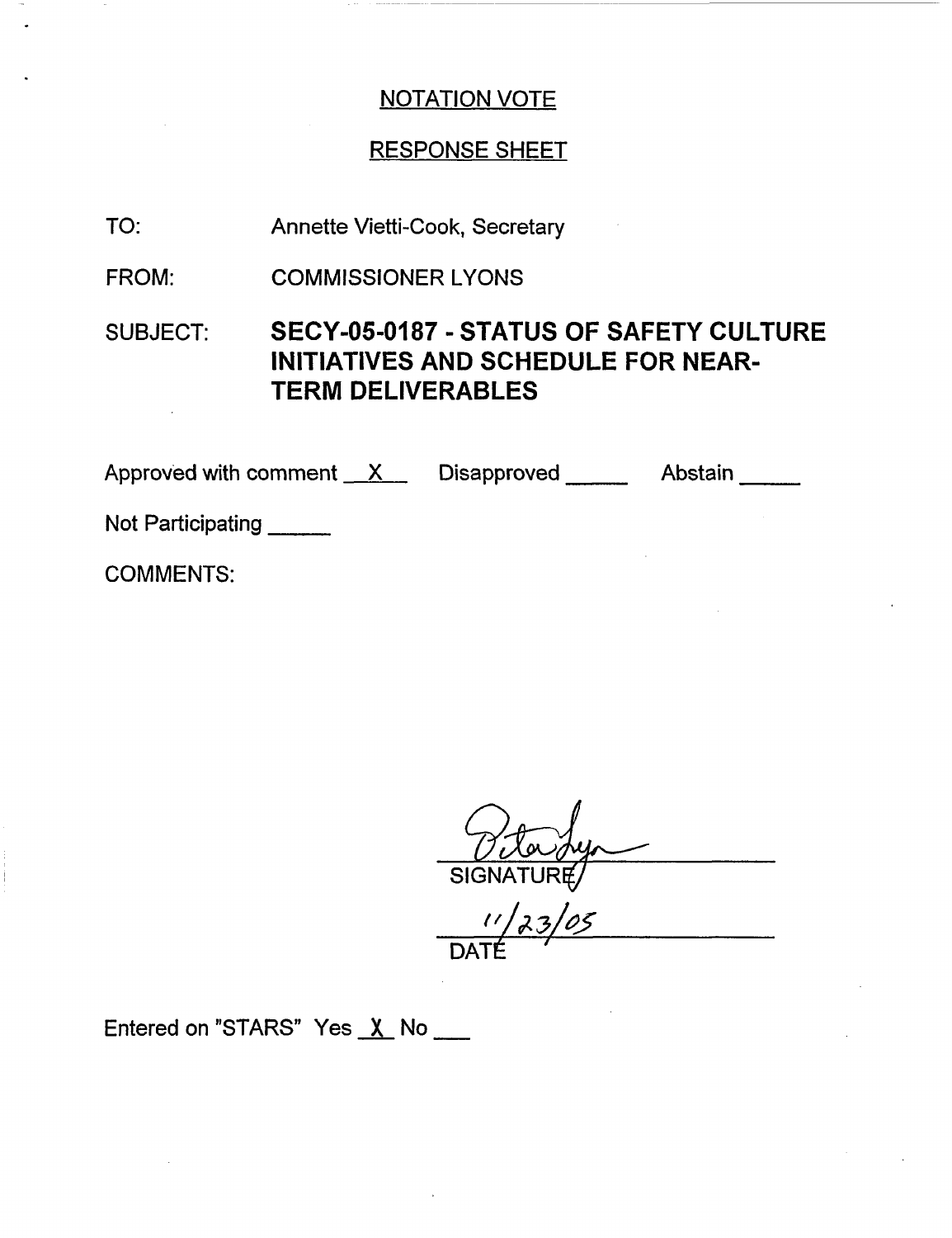# NOTATION VOTE

## RESPONSE SHEET

TO: Annette Vietti-Cook, Secretary

FROM: COMMISSIONER LYONS

SUBJECT: **SECY-05-0187 - STATUS OF SAFETY CULTURE INITIATIVES AND SCHEDULE FOR NEAR-TERM DELIVERABLES**

Approved with comment X Disapproved \_\_\_\_\_ Abstain \_\_\_\_\_

Not Participating \_\_\_\_\_

COMMENTS:

SIGNATURE

11/23/05

DATE

Entered on "STARS" Yes X No \_\_\_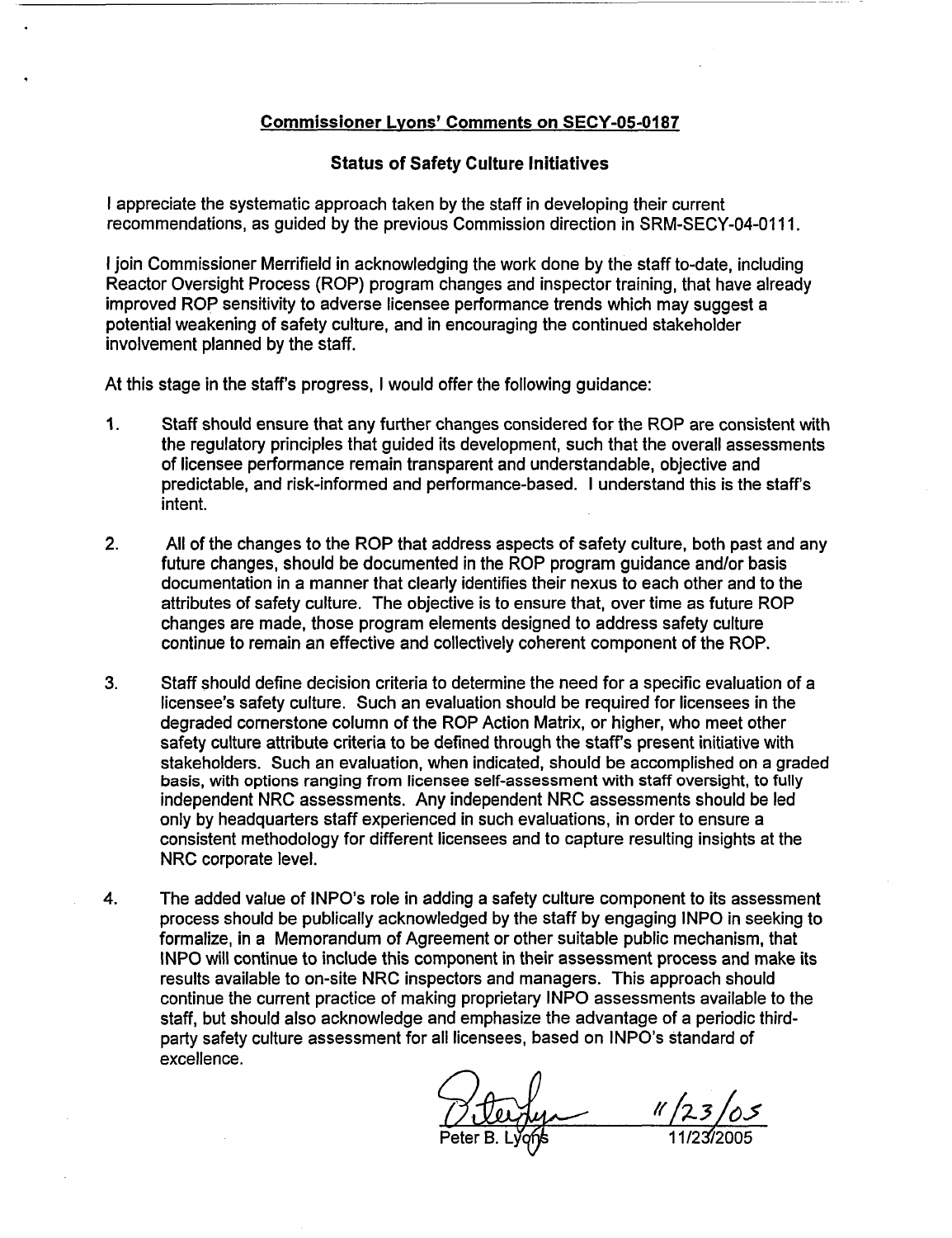## Commissioner Lyons' Comments on SECY-05-0187

### Status of Safety Culture Initiatives

I appreciate the systematic approach taken by the staff in developing their current recommendations, as guided by the previous Commission direction in SRM-SECY-04-0111.

I join Commissioner Merrifield in acknowledging the work done by the staff to-date, including Reactor Oversight Process (ROP) program changes and inspector training, that have already improved ROP sensitivity to adverse licensee performance trends which may suggest a potential weakening of safety culture, and in encouraging the continued stakeholder involvement planned by the staff.

At this stage in the staff's progress, I would offer the following guidance:

1. Staff should ensure that any further changes considered for the ROP are consistent with the regulatory principles that guided its development, such that the overall assessments of licensee performance remain transparent and understandable, objective and predictable, and risk-informed and performance-based. I understand this is the staff's intent.

2. All of the changes to the ROP that address aspects of safety culture, both past and any future changes, should be documented in the ROP program guidance and/or basis documentation in a manner that clearly identifies their nexus to each other and to the attributes of safety culture. The objective is to ensure that, over time as future ROP changes are made, those program elements designed to address safety culture continue to remain an effective and collectively coherent component of the ROP.

3. Staff should define decision criteria to determine the need for a specific evaluation of a licensee's safety culture. Such an evaluation should be required for licensees in the degraded cornerstone column of the ROP Action Matrix, or higher, who meet other safety culture attribute criteria to be defined through the staff's present initiative with stakeholders. Such an evaluation, when indicated, should be accomplished on a graded basis, with options ranging from licensee self-assessment with staff oversight, to fully independent NRC assessments. Any independent NRC assessments should be led only by headquarters staff experienced in such evaluations, in order to ensure a consistent methodology for different licensees and to capture resulting insights at the NRC corporate level.

4. The added value of INPO's role in adding a safety culture component to its assessment process should be publically acknowledged by the staff by engaging INPO in seeking to formalize, in a Memorandum of Agreement or other suitable public mechanism, that INPO will continue to include this component in their assessment process and make its results available to on-site NRC inspectors and managers. This approach should continue the current practice of making proprietary INPO assessments available to the staff, but should also acknowledge and emphasize the advantage of a periodic third-party safety culture assessment for all licensees, based on INPO's standard of excellence.

Peter B. Lyons 11/23/2005